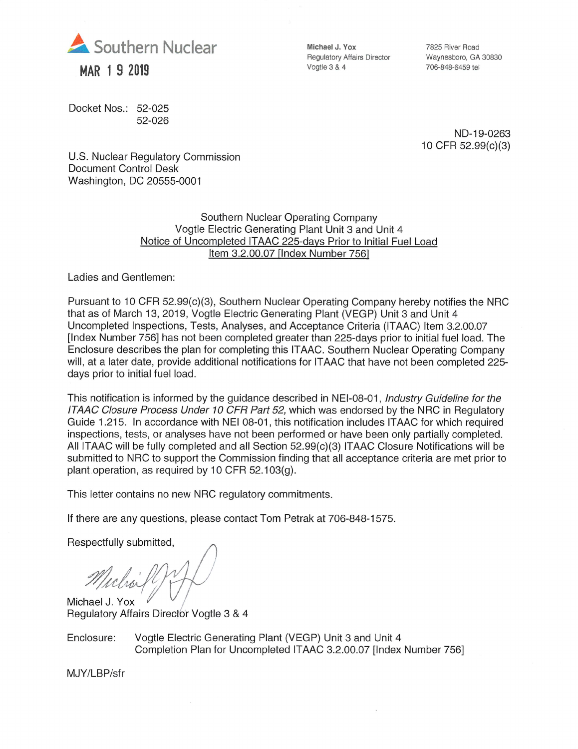Southern Nuclear

MAR 1 9 2019

**Michael J. Yox**
Regulatory Affairs Director
Vogtle 3 & 4

7825 River Road
Waynesboro, GA 30830
706-848-6459 tel

Docket Nos.: 52-025
52-026

ND-19-0263
10 CFR 52.99(c)(3)

U.S. Nuclear Regulatory Commission
Document Control Desk
Washington, DC 20555-0001

Southern Nuclear Operating Company
Vogtle Electric Generating Plant Unit 3 and Unit 4
Notice of Uncompleted ITAAC 225-days Prior to Initial Fuel Load
Item 3.2.00.07 [Index Number 756]

Ladies and Gentlemen:

Pursuant to 10 CFR 52.99(c)(3), Southern Nuclear Operating Company hereby notifies the NRC that as of March 13, 2019, Vogtle Electric Generating Plant (VEGP) Unit 3 and Unit 4 Uncompleted Inspections, Tests, Analyses, and Acceptance Criteria (ITAAC) Item 3.2.00.07 [Index Number 756] has not been completed greater than 225-days prior to initial fuel load. The Enclosure describes the plan for completing this ITAAC. Southern Nuclear Operating Company will, at a later date, provide additional notifications for ITAAC that have not been completed 225-days prior to initial fuel load.

This notification is informed by the guidance described in NEI-08-01, *Industry Guideline for the ITAAC Closure Process Under 10 CFR Part 52,* which was endorsed by the NRC in Regulatory Guide 1.215. In accordance with NEI 08-01, this notification includes ITAAC for which required inspections, tests, or analyses have not been performed or have been only partially completed. All ITAAC will be fully completed and all Section 52.99(c)(3) ITAAC Closure Notifications will be submitted to NRC to support the Commission finding that all acceptance criteria are met prior to plant operation, as required by 10 CFR 52.103(g).

This letter contains no new NRC regulatory commitments.

If there are any questions, please contact Tom Petrak at 706-848-1575.

Respectfully submitted,

Michael J. Yox
Regulatory Affairs Director Vogtle 3 & 4

Enclosure: Vogtle Electric Generating Plant (VEGP) Unit 3 and Unit 4
Completion Plan for Uncompleted ITAAC 3.2.00.07 [Index Number 756]

MJY/LBP/sfr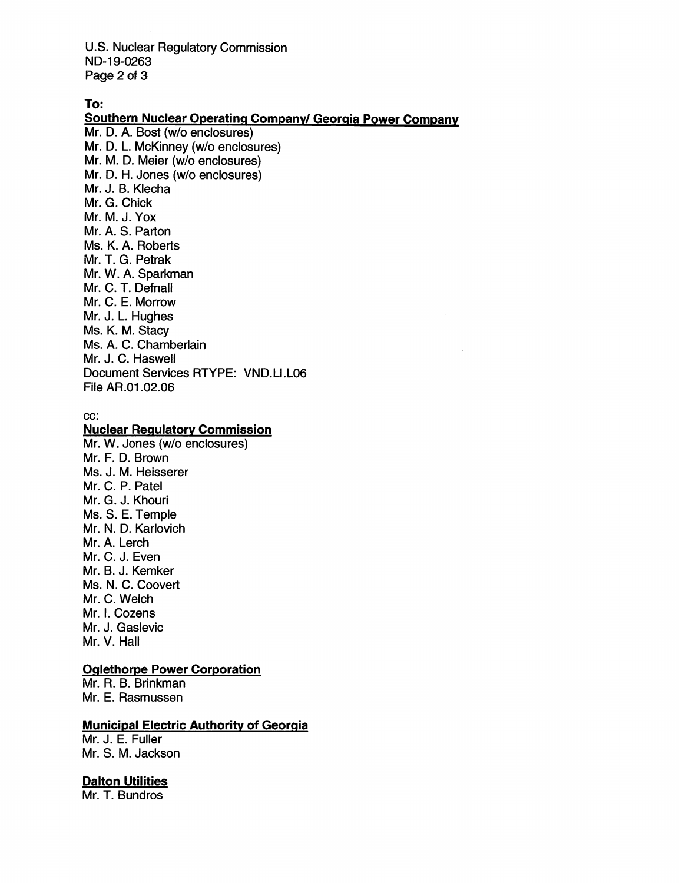To:

**Southern Nuclear Operating Company/ Georgia Power Company**

Mr. D. A. Bost (w/o enclosures)
Mr. D. L. McKinney (w/o enclosures)
Mr. M. D. Meier (w/o enclosures)
Mr. D. H. Jones (w/o enclosures)
Mr. J. B. Klecha
Mr. G. Chick
Mr. M. J. Yox
Mr. A. S. Parton
Ms. K. A. Roberts
Mr. T. G. Petrak
Mr. W. A. Sparkman
Mr. C. T. Defnall
Mr. C. E. Morrow
Mr. J. L. Hughes
Ms. K. M. Stacy
Ms. A. C. Chamberlain
Mr. J. C. Haswell
Document Services RTYPE: VND.LI.L06
File AR.01.02.06

cc:

**Nuclear Regulatory Commission**

Mr. W. Jones (w/o enclosures)
Mr. F. D. Brown
Ms. J. M. Heisserer
Mr. C. P. Patel
Mr. G. J. Khouri
Ms. S. E. Temple
Mr. N. D. Karlovich
Mr. A. Lerch
Mr. C. J. Even
Mr. B. J. Kemker
Ms. N. C. Coovert
Mr. C. Welch
Mr. I. Cozens
Mr. J. Gaslevic
Mr. V. Hall

**Oglethorpe Power Corporation**

Mr. R. B. Brinkman
Mr. E. Rasmussen

**Municipal Electric Authority of Georgia**

Mr. J. E. Fuller
Mr. S. M. Jackson

**Dalton Utilities**

Mr. T. Bundros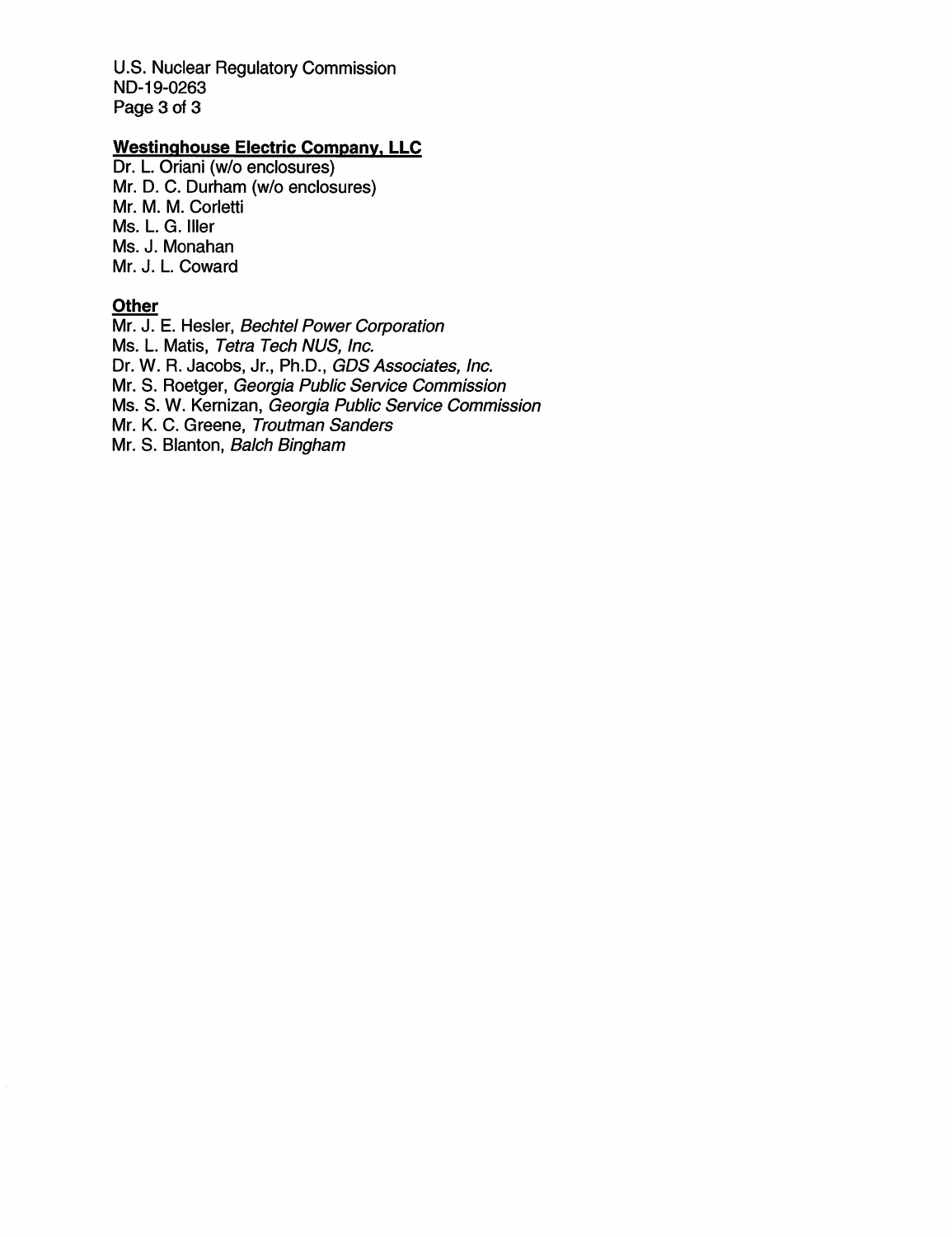**Westinghouse Electric Company, LLC**

Dr. L. Oriani (w/o enclosures)
Mr. D. C. Durham (w/o enclosures)
Mr. M. M. Corletti
Ms. L. G. Iller
Ms. J. Monahan
Mr. J. L. Coward

**Other**

Mr. J. E. Hesler, *Bechtel Power Corporation*
Ms. L. Matis, *Tetra Tech NUS, Inc.*
Dr. W. R. Jacobs, Jr., Ph.D., *GDS Associates, Inc.*
Mr. S. Roetger, *Georgia Public Service Commission*
Ms. S. W. Kernizan, *Georgia Public Service Commission*
Mr. K. C. Greene, *Troutman Sanders*
Mr. S. Blanton, *Balch Bingham*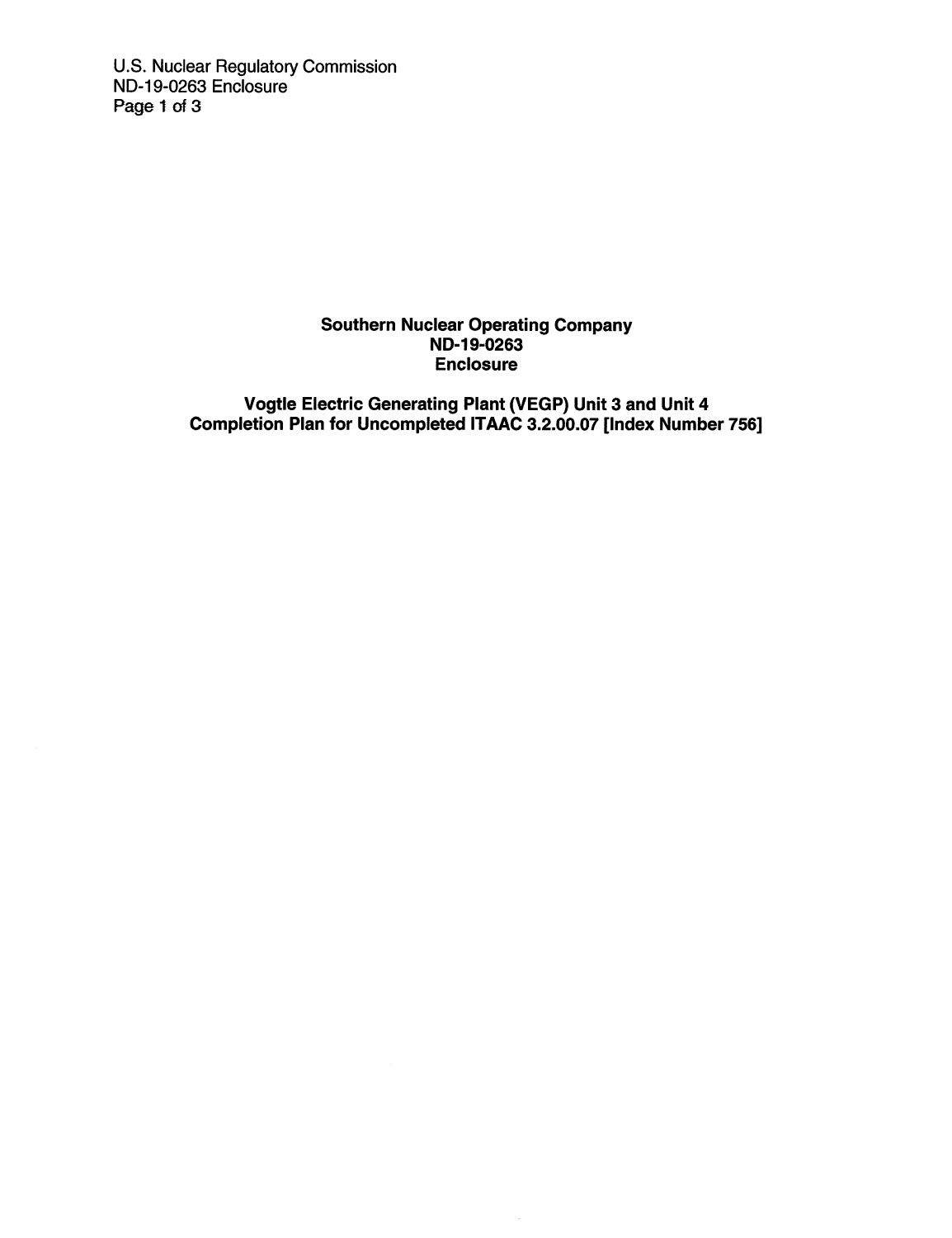**Southern Nuclear Operating Company**
**ND-19-0263**
**Enclosure**

**Vogtle Electric Generating Plant (VEGP) Unit 3 and Unit 4**
**Completion Plan for Uncompleted ITAAC 3.2.00.07 [Index Number 756]**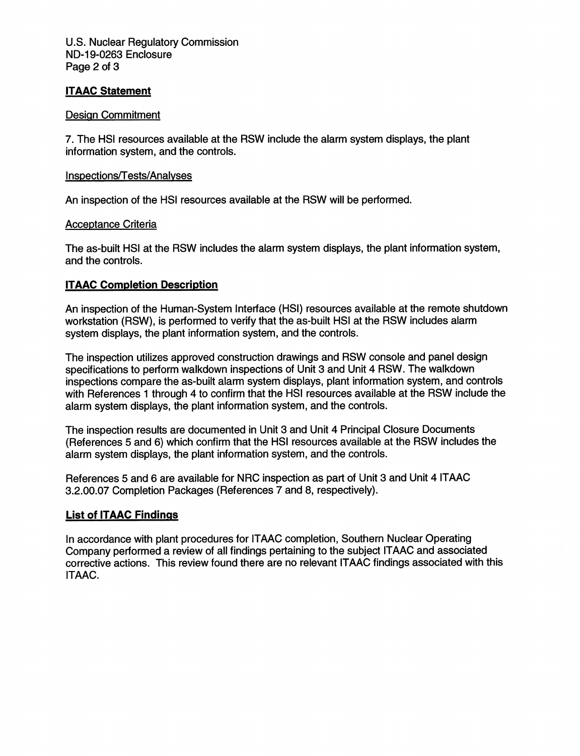## ITAAC Statement

### Design Commitment

7. The HSI resources available at the RSW include the alarm system displays, the plant information system, and the controls.

### Inspections/Tests/Analyses

An inspection of the HSI resources available at the RSW will be performed.

### Acceptance Criteria

The as-built HSI at the RSW includes the alarm system displays, the plant information system, and the controls.

## ITAAC Completion Description

An inspection of the Human-System Interface (HSI) resources available at the remote shutdown workstation (RSW), is performed to verify that the as-built HSI at the RSW includes alarm system displays, the plant information system, and the controls.

The inspection utilizes approved construction drawings and RSW console and panel design specifications to perform walkdown inspections of Unit 3 and Unit 4 RSW. The walkdown inspections compare the as-built alarm system displays, plant information system, and controls with References 1 through 4 to confirm that the HSI resources available at the RSW include the alarm system displays, the plant information system, and the controls.

The inspection results are documented in Unit 3 and Unit 4 Principal Closure Documents (References 5 and 6) which confirm that the HSI resources available at the RSW includes the alarm system displays, the plant information system, and the controls.

References 5 and 6 are available for NRC inspection as part of Unit 3 and Unit 4 ITAAC 3.2.00.07 Completion Packages (References 7 and 8, respectively).

## List of ITAAC Findings

In accordance with plant procedures for ITAAC completion, Southern Nuclear Operating Company performed a review of all findings pertaining to the subject ITAAC and associated corrective actions. This review found there are no relevant ITAAC findings associated with this ITAAC.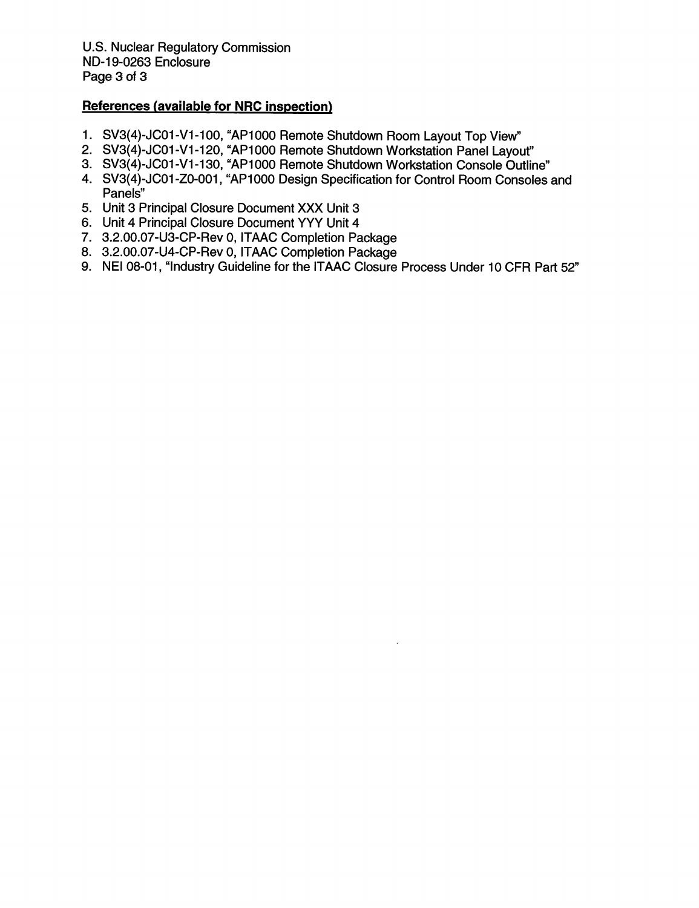**References (available for NRC inspection)**

1. SV3(4)-JC01-V1-100, "AP1000 Remote Shutdown Room Layout Top View"
2. SV3(4)-JC01-V1-120, "AP1000 Remote Shutdown Workstation Panel Layout"
3. SV3(4)-JC01-V1-130, "AP1000 Remote Shutdown Workstation Console Outline"
4. SV3(4)-JC01-Z0-001, "AP1000 Design Specification for Control Room Consoles and Panels"
5. Unit 3 Principal Closure Document XXX Unit 3
6. Unit 4 Principal Closure Document YYY Unit 4
7. 3.2.00.07-U3-CP-Rev 0, ITAAC Completion Package
8. 3.2.00.07-U4-CP-Rev 0, ITAAC Completion Package
9. NEI 08-01, "Industry Guideline for the ITAAC Closure Process Under 10 CFR Part 52"